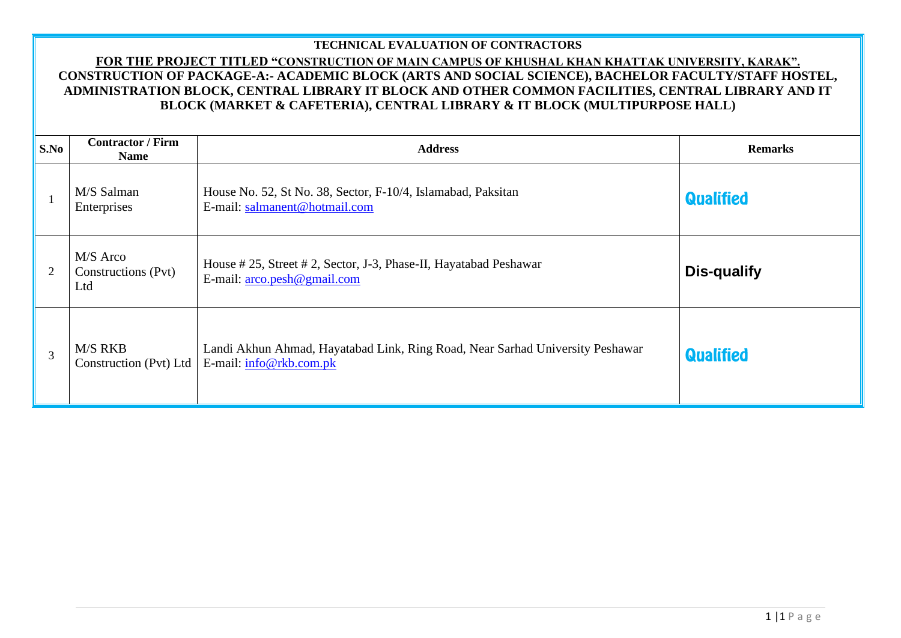**TECHNICAL EVALUATION OF CONTRACTORS**

**FOR THE PROJECT TITLED "CONSTRUCTION OF MAIN CAMPUS OF KHUSHAL KHAN KHATTAK UNIVERSITY, KARAK".**

**CONSTRUCTION OF PACKAGE-A:- ACADEMIC BLOCK (ARTS AND SOCIAL SCIENCE), BACHELOR FACULTY/STAFF HOSTEL, ADMINISTRATION BLOCK, CENTRAL LIBRARY IT BLOCK AND OTHER COMMON FACILITIES, CENTRAL LIBRARY AND IT BLOCK (MARKET & CAFETERIA), CENTRAL LIBRARY & IT BLOCK (MULTIPURPOSE HALL)**

| S.No | Contractor / Firm Name | Address | Remarks |
|---|---|---|---|
| 1 | M/S Salman Enterprises | House No. 52, St No. 38, Sector, F-10/4, Islamabad, Paksitan<br>E-mail: salmanent@hotmail.com | **Qualified** |
| 2 | M/S Arco Constructions (Pvt) Ltd | House # 25, Street # 2, Sector, J-3, Phase-II, Hayatabad Peshawar<br>E-mail: arco.pesh@gmail.com | **Dis-qualify** |
| 3 | M/S RKB Construction (Pvt) Ltd | Landi Akhun Ahmad, Hayatabad Link, Ring Road, Near Sarhad University Peshawar<br>E-mail: info@rkb.com.pk | **Qualified** |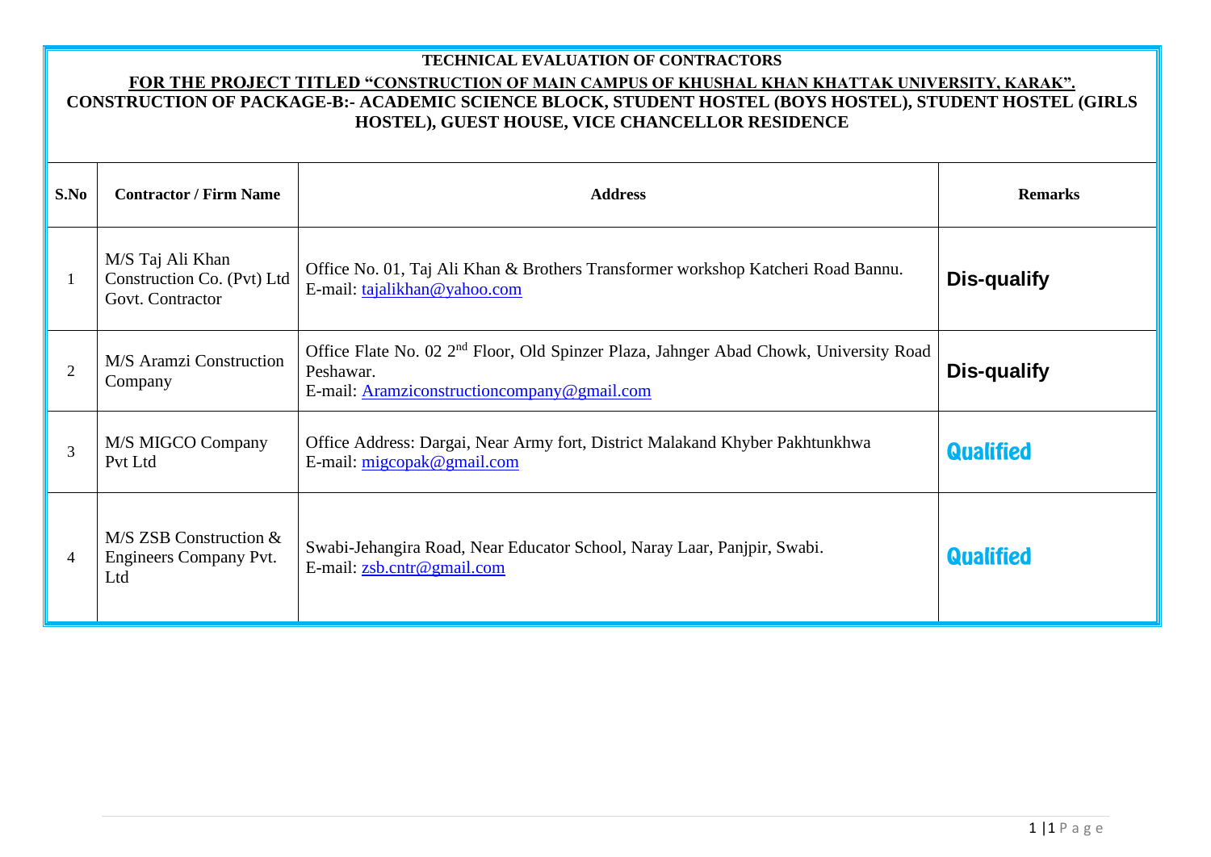**TECHNICAL EVALUATION OF CONTRACTORS**

**FOR THE PROJECT TITLED "CONSTRUCTION OF MAIN CAMPUS OF KHUSHAL KHAN KHATTAK UNIVERSITY, KARAK".**

**CONSTRUCTION OF PACKAGE-B:- ACADEMIC SCIENCE BLOCK, STUDENT HOSTEL (BOYS HOSTEL), STUDENT HOSTEL (GIRLS HOSTEL), GUEST HOUSE, VICE CHANCELLOR RESIDENCE**

| S.No | Contractor / Firm Name | Address | Remarks |
|---|---|---|---|
| 1 | M/S Taj Ali Khan Construction Co. (Pvt) Ltd Govt. Contractor | Office No. 01, Taj Ali Khan & Brothers Transformer workshop Katcheri Road Bannu. E-mail: tajalikhan@yahoo.com | **Dis-qualify** |
| 2 | M/S Aramzi Construction Company | Office Flate No. 02 2nd Floor, Old Spinzer Plaza, Jahnger Abad Chowk, University Road Peshawar. E-mail: Aramziconstructioncompany@gmail.com | **Dis-qualify** |
| 3 | M/S MIGCO Company Pvt Ltd | Office Address: Dargai, Near Army fort, District Malakand Khyber Pakhtunkhwa E-mail: migcopak@gmail.com | **Qualified** |
| 4 | M/S ZSB Construction & Engineers Company Pvt. Ltd | Swabi-Jehangira Road, Near Educator School, Naray Laar, Panjpir, Swabi. E-mail: zsb.cntr@gmail.com | **Qualified** |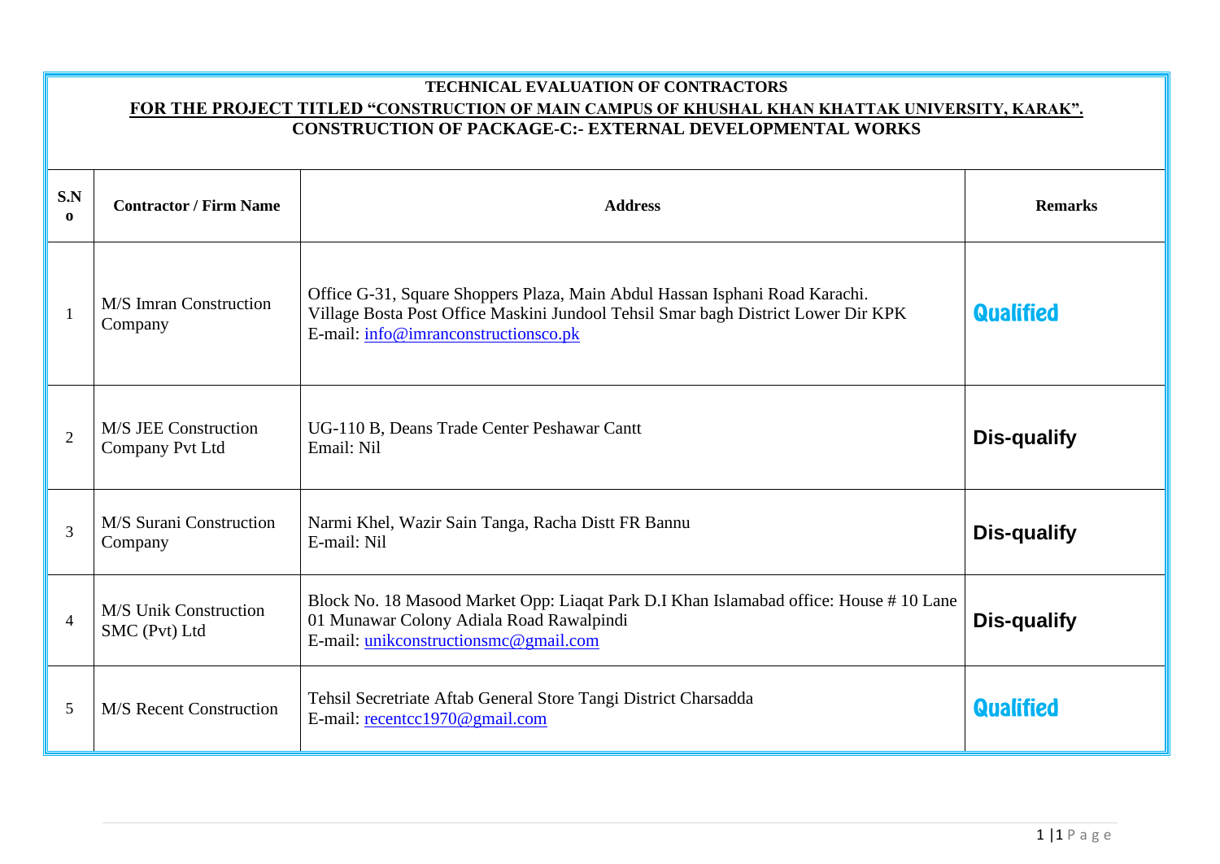**TECHNICAL EVALUATION OF CONTRACTORS**

**FOR THE PROJECT TITLED "CONSTRUCTION OF MAIN CAMPUS OF KHUSHAL KHAN KHATTAK UNIVERSITY, KARAK".**

**CONSTRUCTION OF PACKAGE-C:- EXTERNAL DEVELOPMENTAL WORKS**

| S.No | Contractor / Firm Name | Address | Remarks |
|---|---|---|---|
| 1 | M/S Imran Construction Company | Office G-31, Square Shoppers Plaza, Main Abdul Hassan Isphani Road Karachi. Village Bosta Post Office Maskini Jundool Tehsil Smar bagh District Lower Dir KPK E-mail: info@imranconstructionsco.pk | **Qualified** |
| 2 | M/S JEE Construction Company Pvt Ltd | UG-110 B, Deans Trade Center Peshawar Cantt Email: Nil | **Dis-qualify** |
| 3 | M/S Surani Construction Company | Narmi Khel, Wazir Sain Tanga, Racha Distt FR Bannu E-mail: Nil | **Dis-qualify** |
| 4 | M/S Unik Construction SMC (Pvt) Ltd | Block No. 18 Masood Market Opp: Liaqat Park D.I Khan Islamabad office: House # 10 Lane 01 Munawar Colony Adiala Road Rawalpindi E-mail: unikconstructionsmc@gmail.com | **Dis-qualify** |
| 5 | M/S Recent Construction | Tehsil Secretriate Aftab General Store Tangi District Charsadda E-mail: recentcc1970@gmail.com | **Qualified** |